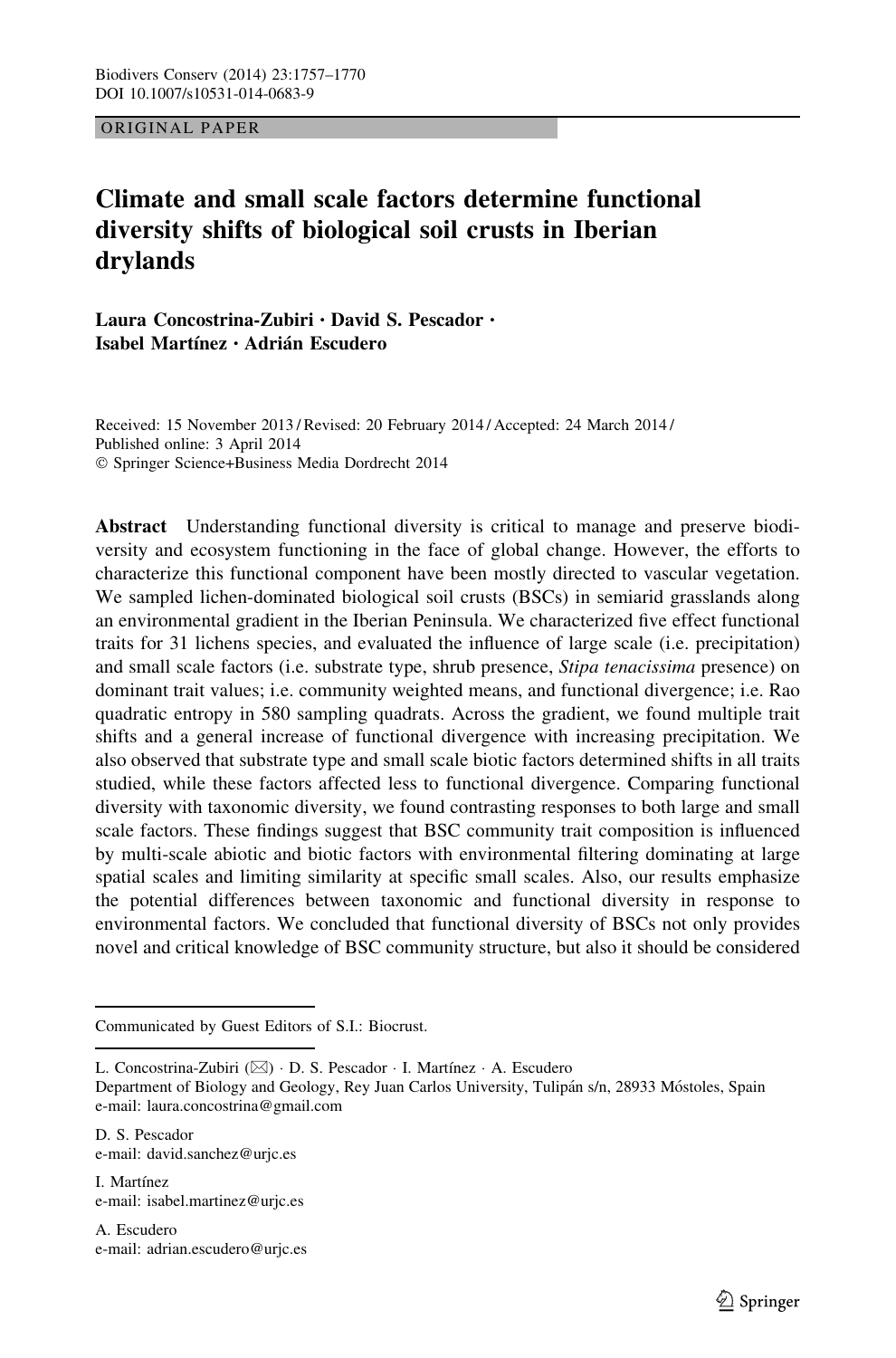Biodivers Conserv (2014) 23:1757–1770
DOI 10.1007/s10531-014-0683-9

ORIGINAL PAPER

# Climate and small scale factors determine functional diversity shifts of biological soil crusts in Iberian drylands

**Laura Concostrina-Zubiri · David S. Pescador · Isabel Martínez · Adrián Escudero**

Received: 15 November 2013 / Revised: 20 February 2014 / Accepted: 24 March 2014 / Published online: 3 April 2014
© Springer Science+Business Media Dordrecht 2014

**Abstract** Understanding functional diversity is critical to manage and preserve biodiversity and ecosystem functioning in the face of global change. However, the efforts to characterize this functional component have been mostly directed to vascular vegetation. We sampled lichen-dominated biological soil crusts (BSCs) in semiarid grasslands along an environmental gradient in the Iberian Peninsula. We characterized five effect functional traits for 31 lichens species, and evaluated the influence of large scale (i.e. precipitation) and small scale factors (i.e. substrate type, shrub presence, *Stipa tenacissima* presence) on dominant trait values; i.e. community weighted means, and functional divergence; i.e. Rao quadratic entropy in 580 sampling quadrats. Across the gradient, we found multiple trait shifts and a general increase of functional divergence with increasing precipitation. We also observed that substrate type and small scale biotic factors determined shifts in all traits studied, while these factors affected less to functional divergence. Comparing functional diversity with taxonomic diversity, we found contrasting responses to both large and small scale factors. These findings suggest that BSC community trait composition is influenced by multi-scale abiotic and biotic factors with environmental filtering dominating at large spatial scales and limiting similarity at specific small scales. Also, our results emphasize the potential differences between taxonomic and functional diversity in response to environmental factors. We concluded that functional diversity of BSCs not only provides novel and critical knowledge of BSC community structure, but also it should be considered

---

Communicated by Guest Editors of S.I.: Biocrust.

L. Concostrina-Zubiri (✉) · D. S. Pescador · I. Martínez · A. Escudero
Department of Biology and Geology, Rey Juan Carlos University, Tulipán s/n, 28933 Móstoles, Spain
e-mail: laura.concostrina@gmail.com

D. S. Pescador
e-mail: david.sanchez@urjc.es

I. Martínez
e-mail: isabel.martinez@urjc.es

A. Escudero
e-mail: adrian.escudero@urjc.es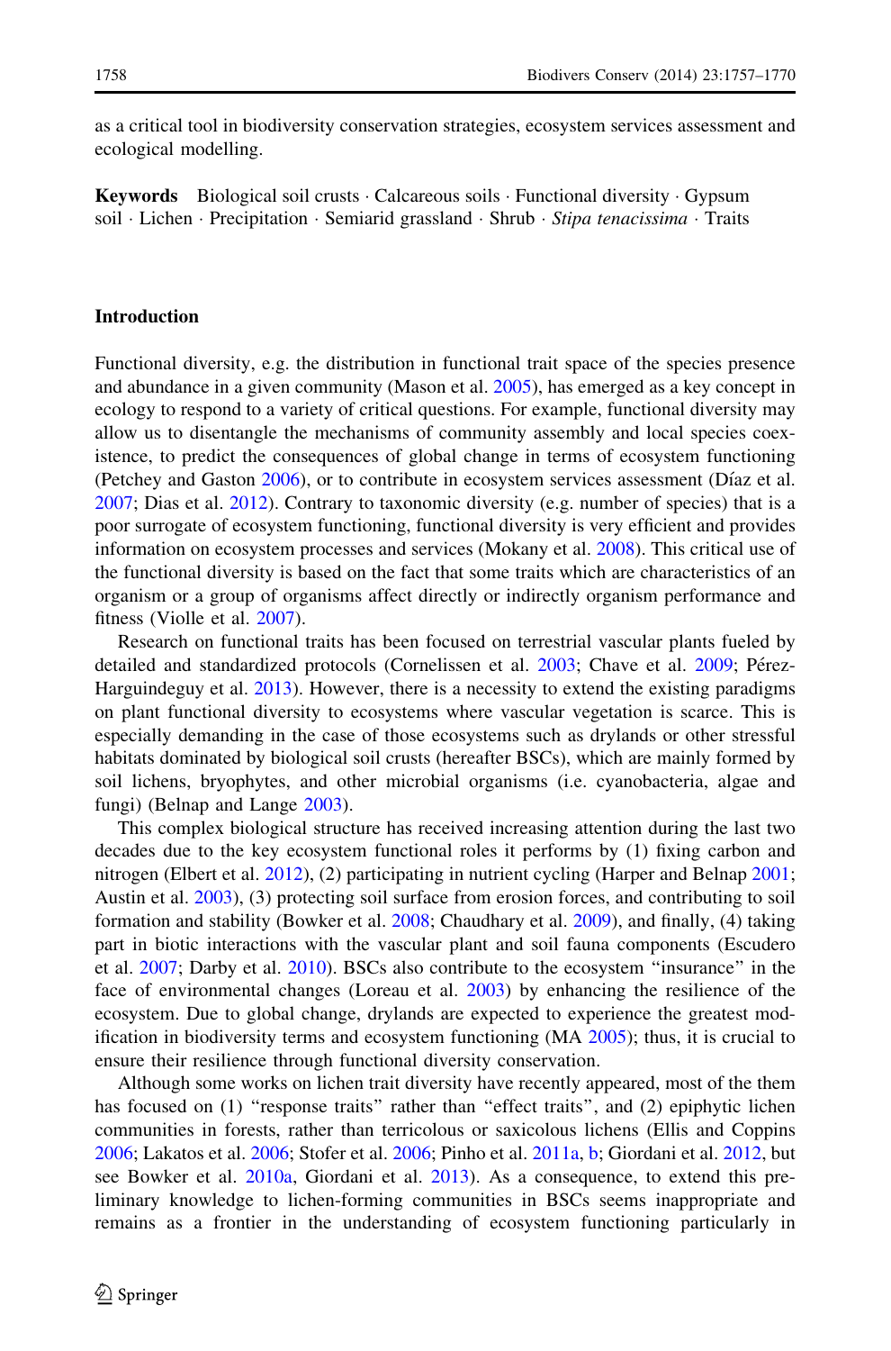as a critical tool in biodiversity conservation strategies, ecosystem services assessment and ecological modelling.

**Keywords** Biological soil crusts · Calcareous soils · Functional diversity · Gypsum soil · Lichen · Precipitation · Semiarid grassland · Shrub · *Stipa tenacissima* · Traits

## Introduction

Functional diversity, e.g. the distribution in functional trait space of the species presence and abundance in a given community (Mason et al. 2005), has emerged as a key concept in ecology to respond to a variety of critical questions. For example, functional diversity may allow us to disentangle the mechanisms of community assembly and local species coexistence, to predict the consequences of global change in terms of ecosystem functioning (Petchey and Gaston 2006), or to contribute in ecosystem services assessment (Díaz et al. 2007; Dias et al. 2012). Contrary to taxonomic diversity (e.g. number of species) that is a poor surrogate of ecosystem functioning, functional diversity is very efficient and provides information on ecosystem processes and services (Mokany et al. 2008). This critical use of the functional diversity is based on the fact that some traits which are characteristics of an organism or a group of organisms affect directly or indirectly organism performance and fitness (Violle et al. 2007).

Research on functional traits has been focused on terrestrial vascular plants fueled by detailed and standardized protocols (Cornelissen et al. 2003; Chave et al. 2009; Pérez-Harguindeguy et al. 2013). However, there is a necessity to extend the existing paradigms on plant functional diversity to ecosystems where vascular vegetation is scarce. This is especially demanding in the case of those ecosystems such as drylands or other stressful habitats dominated by biological soil crusts (hereafter BSCs), which are mainly formed by soil lichens, bryophytes, and other microbial organisms (i.e. cyanobacteria, algae and fungi) (Belnap and Lange 2003).

This complex biological structure has received increasing attention during the last two decades due to the key ecosystem functional roles it performs by (1) fixing carbon and nitrogen (Elbert et al. 2012), (2) participating in nutrient cycling (Harper and Belnap 2001; Austin et al. 2003), (3) protecting soil surface from erosion forces, and contributing to soil formation and stability (Bowker et al. 2008; Chaudhary et al. 2009), and finally, (4) taking part in biotic interactions with the vascular plant and soil fauna components (Escudero et al. 2007; Darby et al. 2010). BSCs also contribute to the ecosystem "insurance" in the face of environmental changes (Loreau et al. 2003) by enhancing the resilience of the ecosystem. Due to global change, drylands are expected to experience the greatest modification in biodiversity terms and ecosystem functioning (MA 2005); thus, it is crucial to ensure their resilience through functional diversity conservation.

Although some works on lichen trait diversity have recently appeared, most of the them has focused on (1) "response traits" rather than "effect traits", and (2) epiphytic lichen communities in forests, rather than terricolous or saxicolous lichens (Ellis and Coppins 2006; Lakatos et al. 2006; Stofer et al. 2006; Pinho et al. 2011a, b; Giordani et al. 2012, but see Bowker et al. 2010a, Giordani et al. 2013). As a consequence, to extend this preliminary knowledge to lichen-forming communities in BSCs seems inappropriate and remains as a frontier in the understanding of ecosystem functioning particularly in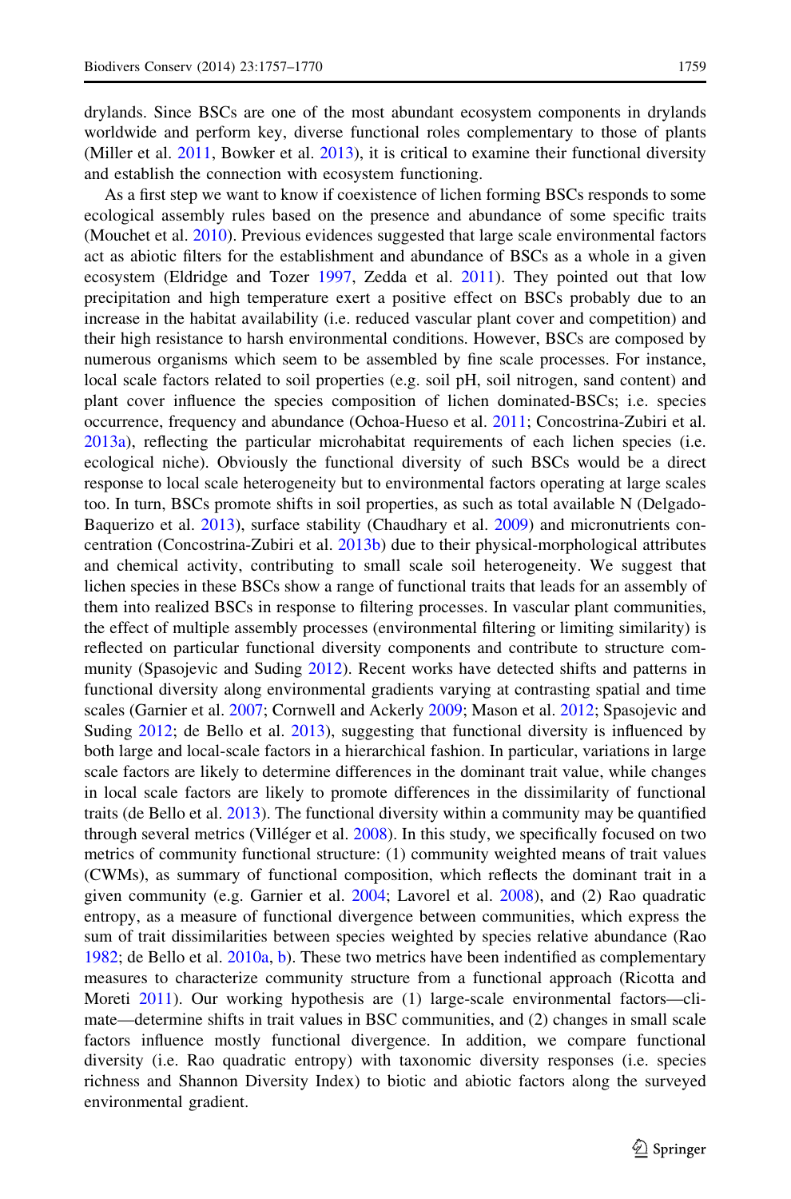drylands. Since BSCs are one of the most abundant ecosystem components in drylands worldwide and perform key, diverse functional roles complementary to those of plants (Miller et al. 2011, Bowker et al. 2013), it is critical to examine their functional diversity and establish the connection with ecosystem functioning.

As a first step we want to know if coexistence of lichen forming BSCs responds to some ecological assembly rules based on the presence and abundance of some specific traits (Mouchet et al. 2010). Previous evidences suggested that large scale environmental factors act as abiotic filters for the establishment and abundance of BSCs as a whole in a given ecosystem (Eldridge and Tozer 1997, Zedda et al. 2011). They pointed out that low precipitation and high temperature exert a positive effect on BSCs probably due to an increase in the habitat availability (i.e. reduced vascular plant cover and competition) and their high resistance to harsh environmental conditions. However, BSCs are composed by numerous organisms which seem to be assembled by fine scale processes. For instance, local scale factors related to soil properties (e.g. soil pH, soil nitrogen, sand content) and plant cover influence the species composition of lichen dominated-BSCs; i.e. species occurrence, frequency and abundance (Ochoa-Hueso et al. 2011; Concostrina-Zubiri et al. 2013a), reflecting the particular microhabitat requirements of each lichen species (i.e. ecological niche). Obviously the functional diversity of such BSCs would be a direct response to local scale heterogeneity but to environmental factors operating at large scales too. In turn, BSCs promote shifts in soil properties, as such as total available N (Delgado-Baquerizo et al. 2013), surface stability (Chaudhary et al. 2009) and micronutrients concentration (Concostrina-Zubiri et al. 2013b) due to their physical-morphological attributes and chemical activity, contributing to small scale soil heterogeneity. We suggest that lichen species in these BSCs show a range of functional traits that leads for an assembly of them into realized BSCs in response to filtering processes. In vascular plant communities, the effect of multiple assembly processes (environmental filtering or limiting similarity) is reflected on particular functional diversity components and contribute to structure community (Spasojevic and Suding 2012). Recent works have detected shifts and patterns in functional diversity along environmental gradients varying at contrasting spatial and time scales (Garnier et al. 2007; Cornwell and Ackerly 2009; Mason et al. 2012; Spasojevic and Suding 2012; de Bello et al. 2013), suggesting that functional diversity is influenced by both large and local-scale factors in a hierarchical fashion. In particular, variations in large scale factors are likely to determine differences in the dominant trait value, while changes in local scale factors are likely to promote differences in the dissimilarity of functional traits (de Bello et al. 2013). The functional diversity within a community may be quantified through several metrics (Villéger et al. 2008). In this study, we specifically focused on two metrics of community functional structure: (1) community weighted means of trait values (CWMs), as summary of functional composition, which reflects the dominant trait in a given community (e.g. Garnier et al. 2004; Lavorel et al. 2008), and (2) Rao quadratic entropy, as a measure of functional divergence between communities, which express the sum of trait dissimilarities between species weighted by species relative abundance (Rao 1982; de Bello et al. 2010a, b). These two metrics have been indentified as complementary measures to characterize community structure from a functional approach (Ricotta and Moreti 2011). Our working hypothesis are (1) large-scale environmental factors—climate—determine shifts in trait values in BSC communities, and (2) changes in small scale factors influence mostly functional divergence. In addition, we compare functional diversity (i.e. Rao quadratic entropy) with taxonomic diversity responses (i.e. species richness and Shannon Diversity Index) to biotic and abiotic factors along the surveyed environmental gradient.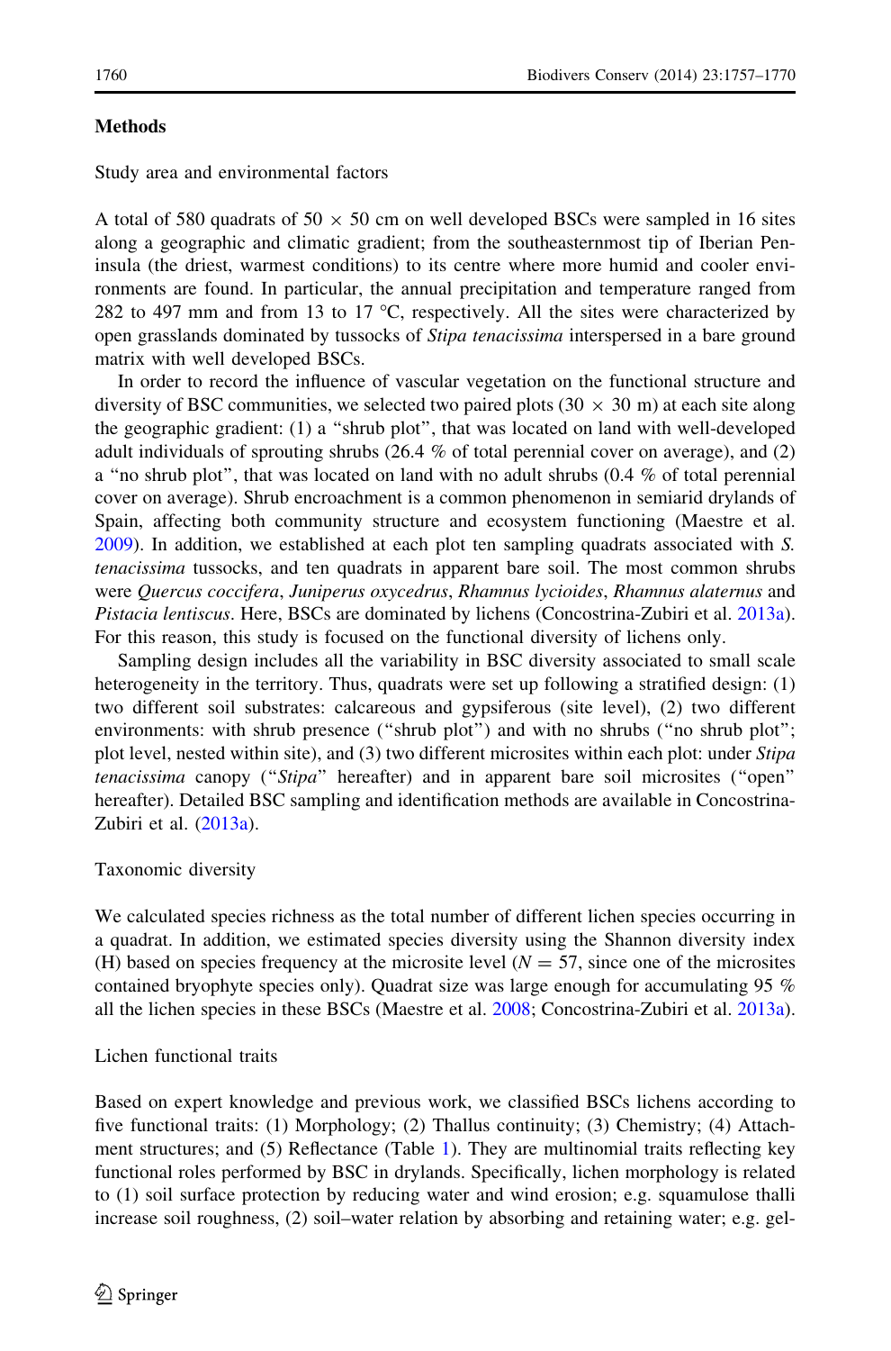## Methods

### Study area and environmental factors

A total of 580 quadrats of 50 × 50 cm on well developed BSCs were sampled in 16 sites along a geographic and climatic gradient; from the southeasternmost tip of Iberian Peninsula (the driest, warmest conditions) to its centre where more humid and cooler environments are found. In particular, the annual precipitation and temperature ranged from 282 to 497 mm and from 13 to 17 °C, respectively. All the sites were characterized by open grasslands dominated by tussocks of *Stipa tenacissima* interspersed in a bare ground matrix with well developed BSCs.

In order to record the influence of vascular vegetation on the functional structure and diversity of BSC communities, we selected two paired plots (30 × 30 m) at each site along the geographic gradient: (1) a "shrub plot", that was located on land with well-developed adult individuals of sprouting shrubs (26.4 % of total perennial cover on average), and (2) a "no shrub plot", that was located on land with no adult shrubs (0.4 % of total perennial cover on average). Shrub encroachment is a common phenomenon in semiarid drylands of Spain, affecting both community structure and ecosystem functioning (Maestre et al. 2009). In addition, we established at each plot ten sampling quadrats associated with *S. tenacissima* tussocks, and ten quadrats in apparent bare soil. The most common shrubs were *Quercus coccifera*, *Juniperus oxycedrus*, *Rhamnus lycioides*, *Rhamnus alaternus* and *Pistacia lentiscus*. Here, BSCs are dominated by lichens (Concostrina-Zubiri et al. 2013a). For this reason, this study is focused on the functional diversity of lichens only.

Sampling design includes all the variability in BSC diversity associated to small scale heterogeneity in the territory. Thus, quadrats were set up following a stratified design: (1) two different soil substrates: calcareous and gypsiferous (site level), (2) two different environments: with shrub presence ("shrub plot") and with no shrubs ("no shrub plot"; plot level, nested within site), and (3) two different microsites within each plot: under *Stipa tenacissima* canopy ("*Stipa*" hereafter) and in apparent bare soil microsites ("open" hereafter). Detailed BSC sampling and identification methods are available in Concostrina-Zubiri et al. (2013a).

### Taxonomic diversity

We calculated species richness as the total number of different lichen species occurring in a quadrat. In addition, we estimated species diversity using the Shannon diversity index (H) based on species frequency at the microsite level ($N = 57$, since one of the microsites contained bryophyte species only). Quadrat size was large enough for accumulating 95 % all the lichen species in these BSCs (Maestre et al. 2008; Concostrina-Zubiri et al. 2013a).

### Lichen functional traits

Based on expert knowledge and previous work, we classified BSCs lichens according to five functional traits: (1) Morphology; (2) Thallus continuity; (3) Chemistry; (4) Attachment structures; and (5) Reflectance (Table 1). They are multinomial traits reflecting key functional roles performed by BSC in drylands. Specifically, lichen morphology is related to (1) soil surface protection by reducing water and wind erosion; e.g. squamulose thalli increase soil roughness, (2) soil–water relation by absorbing and retaining water; e.g. gel-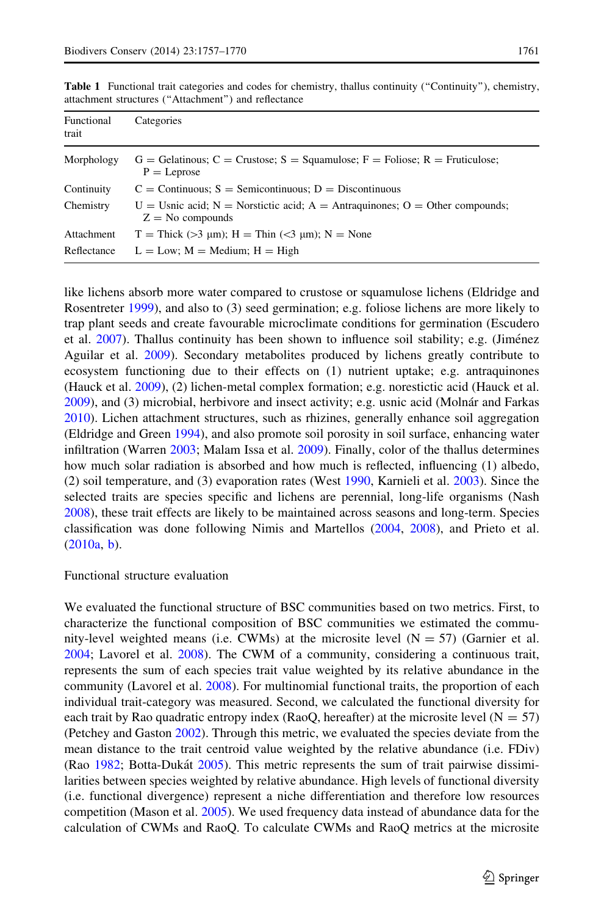**Table 1** Functional trait categories and codes for chemistry, thallus continuity ("Continuity"), chemistry, attachment structures ("Attachment") and reflectance

| Functional trait | Categories |
|---|---|
| Morphology | G = Gelatinous; C = Crustose; S = Squamulose; F = Foliose; R = Fruticulose; P = Leprose |
| Continuity | C = Continuous; S = Semicontinuous; D = Discontinuous |
| Chemistry | U = Usnic acid; N = Norstictic acid; A = Antraquinones; O = Other compounds; Z = No compounds |
| Attachment | T = Thick (>3 μm); H = Thin (<3 μm); N = None |
| Reflectance | L = Low; M = Medium; H = High |

like lichens absorb more water compared to crustose or squamulose lichens (Eldridge and Rosentreter 1999), and also to (3) seed germination; e.g. foliose lichens are more likely to trap plant seeds and create favourable microclimate conditions for germination (Escudero et al. 2007). Thallus continuity has been shown to influence soil stability; e.g. (Jiménez Aguilar et al. 2009). Secondary metabolites produced by lichens greatly contribute to ecosystem functioning due to their effects on (1) nutrient uptake; e.g. antraquinones (Hauck et al. 2009), (2) lichen-metal complex formation; e.g. norestictic acid (Hauck et al. 2009), and (3) microbial, herbivore and insect activity; e.g. usnic acid (Molnár and Farkas 2010). Lichen attachment structures, such as rhizines, generally enhance soil aggregation (Eldridge and Green 1994), and also promote soil porosity in soil surface, enhancing water infiltration (Warren 2003; Malam Issa et al. 2009). Finally, color of the thallus determines how much solar radiation is absorbed and how much is reflected, influencing (1) albedo, (2) soil temperature, and (3) evaporation rates (West 1990, Karnieli et al. 2003). Since the selected traits are species specific and lichens are perennial, long-life organisms (Nash 2008), these trait effects are likely to be maintained across seasons and long-term. Species classification was done following Nimis and Martellos (2004, 2008), and Prieto et al. (2010a, b).

Functional structure evaluation

We evaluated the functional structure of BSC communities based on two metrics. First, to characterize the functional composition of BSC communities we estimated the community-level weighted means (i.e. CWMs) at the microsite level (N = 57) (Garnier et al. 2004; Lavorel et al. 2008). The CWM of a community, considering a continuous trait, represents the sum of each species trait value weighted by its relative abundance in the community (Lavorel et al. 2008). For multinomial functional traits, the proportion of each individual trait-category was measured. Second, we calculated the functional diversity for each trait by Rao quadratic entropy index (RaoQ, hereafter) at the microsite level (N = 57) (Petchey and Gaston 2002). Through this metric, we evaluated the species deviate from the mean distance to the trait centroid value weighted by the relative abundance (i.e. FDiv) (Rao 1982; Botta-Dukát 2005). This metric represents the sum of trait pairwise dissimilarities between species weighted by relative abundance. High levels of functional diversity (i.e. functional divergence) represent a niche differentiation and therefore low resources competition (Mason et al. 2005). We used frequency data instead of abundance data for the calculation of CWMs and RaoQ. To calculate CWMs and RaoQ metrics at the microsite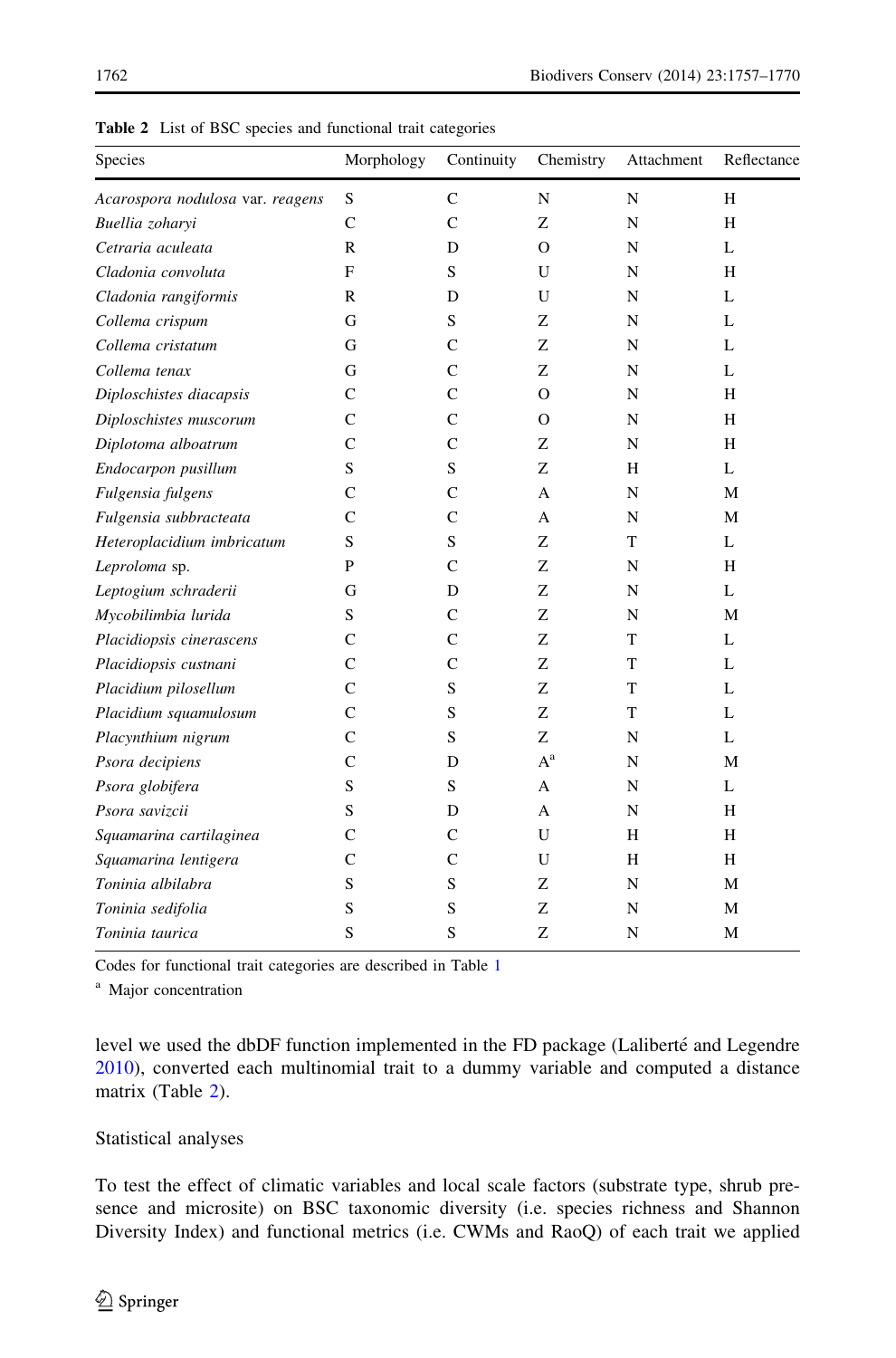**Table 2** List of BSC species and functional trait categories

| Species | Morphology | Continuity | Chemistry | Attachment | Reflectance |
|---|---|---|---|---|---|
| *Acarospora nodulosa* var. *reagens* | S | C | N | N | H |
| *Buellia zoharyi* | C | C | Z | N | H |
| *Cetraria aculeata* | R | D | O | N | L |
| *Cladonia convoluta* | F | S | U | N | H |
| *Cladonia rangiformis* | R | D | U | N | L |
| *Collema crispum* | G | S | Z | N | L |
| *Collema cristatum* | G | C | Z | N | L |
| *Collema tenax* | G | C | Z | N | L |
| *Diploschistes diacapsis* | C | C | O | N | H |
| *Diploschistes muscorum* | C | C | O | N | H |
| *Diplotoma alboatrum* | C | C | Z | N | H |
| *Endocarpon pusillum* | S | S | Z | H | L |
| *Fulgensia fulgens* | C | C | A | N | M |
| *Fulgensia subbracteata* | C | C | A | N | M |
| *Heteroplacidium imbricatum* | S | S | Z | T | L |
| *Leproloma* sp. | P | C | Z | N | H |
| *Leptogium schraderii* | G | D | Z | N | L |
| *Mycobilimbia lurida* | S | C | Z | N | M |
| *Placidiopsis cinerascens* | C | C | Z | T | L |
| *Placidiopsis custnani* | C | C | Z | T | L |
| *Placidium pilosellum* | C | S | Z | T | L |
| *Placidium squamulosum* | C | S | Z | T | L |
| *Placynthium nigrum* | C | S | Z | N | L |
| *Psora decipiens* | C | D | A[a] | N | M |
| *Psora globifera* | S | S | A | N | L |
| *Psora savizcii* | S | D | A | N | H |
| *Squamarina cartilaginea* | C | C | U | H | H |
| *Squamarina lentigera* | C | C | U | H | H |
| *Toninia albilabra* | S | S | Z | N | M |
| *Toninia sedifolia* | S | S | Z | N | M |
| *Toninia taurica* | S | S | Z | N | M |

Codes for functional trait categories are described in Table 1

[a] Major concentration

level we used the dbDF function implemented in the FD package (Laliberté and Legendre 2010), converted each multinomial trait to a dummy variable and computed a distance matrix (Table 2).

## Statistical analyses

To test the effect of climatic variables and local scale factors (substrate type, shrub presence and microsite) on BSC taxonomic diversity (i.e. species richness and Shannon Diversity Index) and functional metrics (i.e. CWMs and RaoQ) of each trait we applied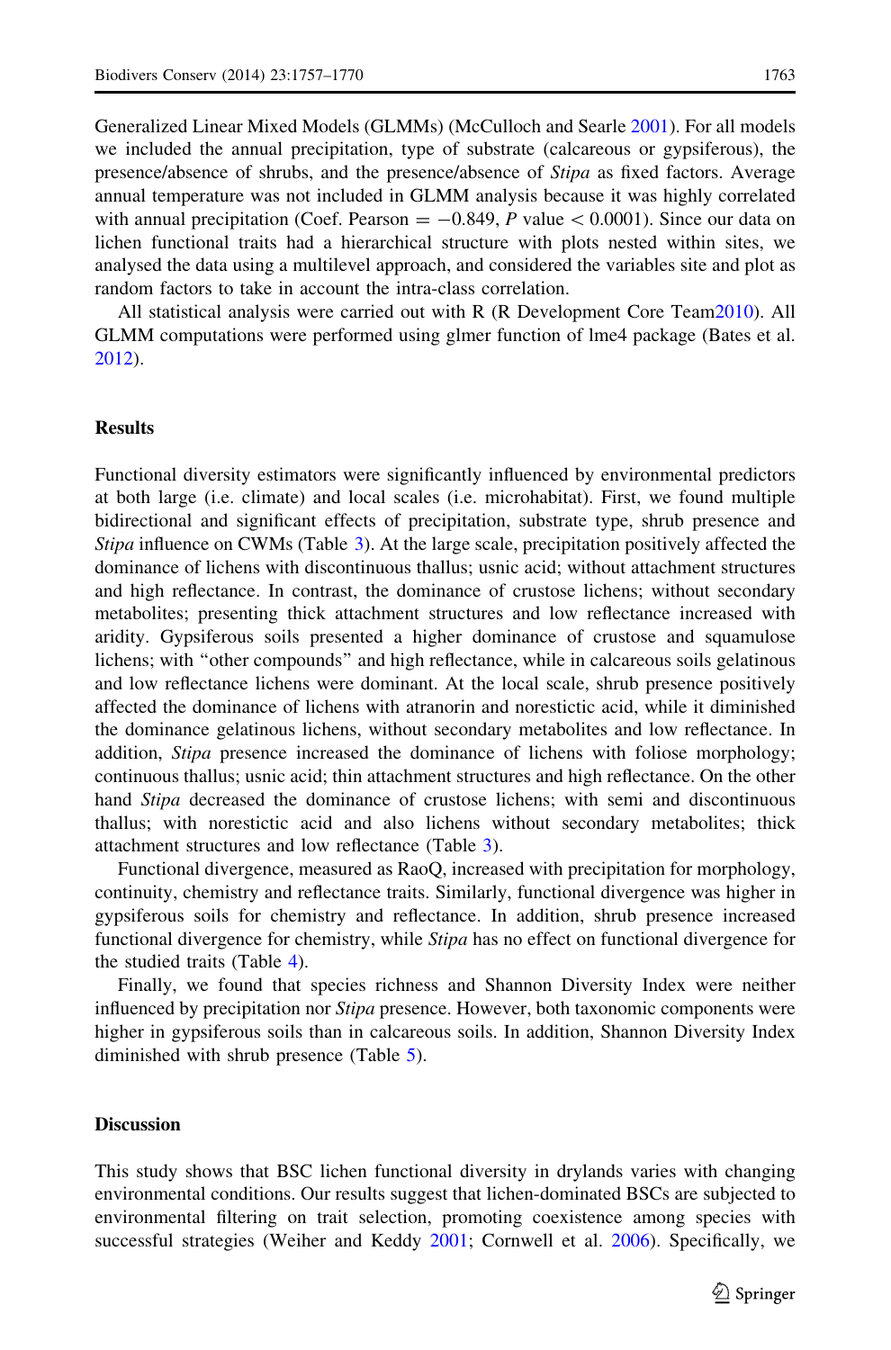Generalized Linear Mixed Models (GLMMs) (McCulloch and Searle 2001). For all models we included the annual precipitation, type of substrate (calcareous or gypsiferous), the presence/absence of shrubs, and the presence/absence of *Stipa* as fixed factors. Average annual temperature was not included in GLMM analysis because it was highly correlated with annual precipitation (Coef. Pearson = $-0.849$, $P$ value $< 0.0001$). Since our data on lichen functional traits had a hierarchical structure with plots nested within sites, we analysed the data using a multilevel approach, and considered the variables site and plot as random factors to take in account the intra-class correlation.

All statistical analysis were carried out with R (R Development Core Team2010). All GLMM computations were performed using glmer function of lme4 package (Bates et al. 2012).

## Results

Functional diversity estimators were significantly influenced by environmental predictors at both large (i.e. climate) and local scales (i.e. microhabitat). First, we found multiple bidirectional and significant effects of precipitation, substrate type, shrub presence and *Stipa* influence on CWMs (Table 3). At the large scale, precipitation positively affected the dominance of lichens with discontinuous thallus; usnic acid; without attachment structures and high reflectance. In contrast, the dominance of crustose lichens; without secondary metabolites; presenting thick attachment structures and low reflectance increased with aridity. Gypsiferous soils presented a higher dominance of crustose and squamulose lichens; with "other compounds" and high reflectance, while in calcareous soils gelatinous and low reflectance lichens were dominant. At the local scale, shrub presence positively affected the dominance of lichens with atranorin and norestictic acid, while it diminished the dominance gelatinous lichens, without secondary metabolites and low reflectance. In addition, *Stipa* presence increased the dominance of lichens with foliose morphology; continuous thallus; usnic acid; thin attachment structures and high reflectance. On the other hand *Stipa* decreased the dominance of crustose lichens; with semi and discontinuous thallus; with norestictic acid and also lichens without secondary metabolites; thick attachment structures and low reflectance (Table 3).

Functional divergence, measured as RaoQ, increased with precipitation for morphology, continuity, chemistry and reflectance traits. Similarly, functional divergence was higher in gypsiferous soils for chemistry and reflectance. In addition, shrub presence increased functional divergence for chemistry, while *Stipa* has no effect on functional divergence for the studied traits (Table 4).

Finally, we found that species richness and Shannon Diversity Index were neither influenced by precipitation nor *Stipa* presence. However, both taxonomic components were higher in gypsiferous soils than in calcareous soils. In addition, Shannon Diversity Index diminished with shrub presence (Table 5).

## Discussion

This study shows that BSC lichen functional diversity in drylands varies with changing environmental conditions. Our results suggest that lichen-dominated BSCs are subjected to environmental filtering on trait selection, promoting coexistence among species with successful strategies (Weiher and Keddy 2001; Cornwell et al. 2006). Specifically, we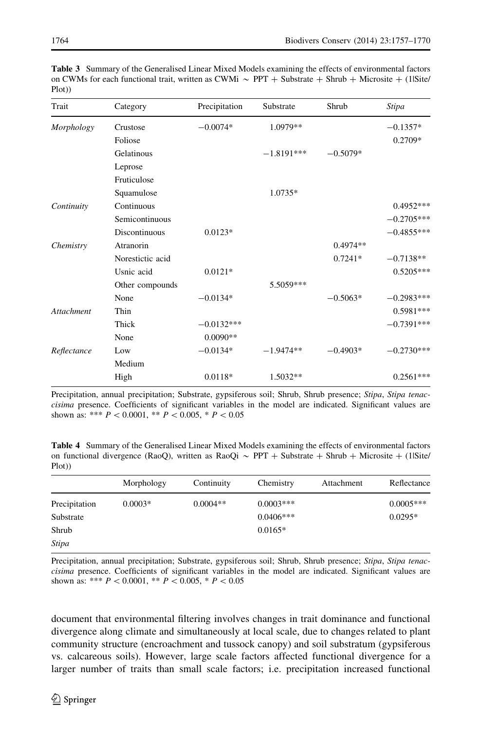**Table 3** Summary of the Generalised Linear Mixed Models examining the effects of environmental factors on CWMs for each functional trait, written as CWMi ∼ PPT + Substrate + Shrub + Microsite + (1|Site/Plot))

| Trait | Category | Precipitation | Substrate | Shrub | *Stipa* |
|---|---|---|---|---|---|
| *Morphology* | Crustose | −0.0074* | 1.0979** | | −0.1357* |
| | Foliose | | | | 0.2709* |
| | Gelatinous | | −1.8191*** | −0.5079* | |
| | Leprose | | | | |
| | Fruticulose | | | | |
| | Squamulose | | 1.0735* | | |
| *Continuity* | Continuous | | | | 0.4952*** |
| | Semicontinuous | | | | −0.2705*** |
| | Discontinuous | 0.0123* | | | −0.4855*** |
| *Chemistry* | Atranorin | | | 0.4974** | |
| | Norestictic acid | | | 0.7241* | −0.7138** |
| | Usnic acid | 0.0121* | | | 0.5205*** |
| | Other compounds | | 5.5059*** | | |
| | None | −0.0134* | | −0.5063* | −0.2983*** |
| *Attachment* | Thin | | | | 0.5981*** |
| | Thick | −0.0132*** | | | −0.7391*** |
| | None | 0.0090** | | | |
| *Reflectance* | Low | −0.0134* | −1.9474** | −0.4903* | −0.2730*** |
| | Medium | | | | |
| | High | 0.0118* | 1.5032** | | 0.2561*** |

Precipitation, annual precipitation; Substrate, gypsiferous soil; Shrub, Shrub presence; *Stipa*, *Stipa tenacissima* presence. Coefficients of significant variables in the model are indicated. Significant values are shown as: *** $P < 0.0001$, ** $P < 0.005$, * $P < 0.05$

**Table 4** Summary of the Generalised Linear Mixed Models examining the effects of environmental factors on functional divergence (RaoQ), written as RaoQi ∼ PPT + Substrate + Shrub + Microsite + (1|Site/Plot))

| | Morphology | Continuity | Chemistry | Attachment | Reflectance |
|---|---|---|---|---|---|
| Precipitation | 0.0003* | 0.0004** | 0.0003*** | | 0.0005*** |
| Substrate | | | 0.0406*** | | 0.0295* |
| Shrub | | | 0.0165* | | |
| *Stipa* | | | | | |

Precipitation, annual precipitation; Substrate, gypsiferous soil; Shrub, Shrub presence; *Stipa*, *Stipa tenacissima* presence. Coefficients of significant variables in the model are indicated. Significant values are shown as: *** $P < 0.0001$, ** $P < 0.005$, * $P < 0.05$

document that environmental filtering involves changes in trait dominance and functional divergence along climate and simultaneously at local scale, due to changes related to plant community structure (encroachment and tussock canopy) and soil substratum (gypsiferous vs. calcareous soils). However, large scale factors affected functional divergence for a larger number of traits than small scale factors; i.e. precipitation increased functional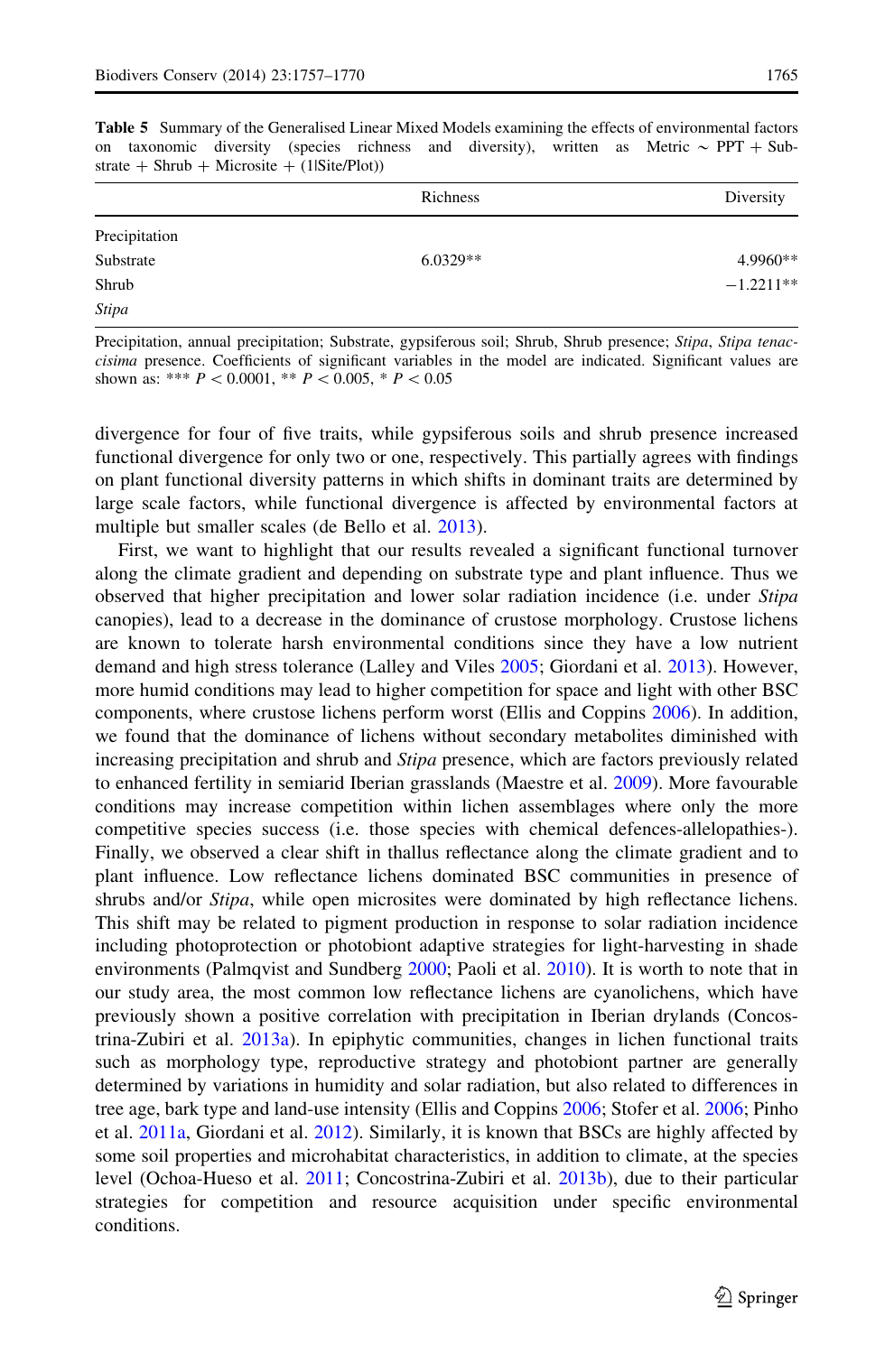**Table 5** Summary of the Generalised Linear Mixed Models examining the effects of environmental factors on taxonomic diversity (species richness and diversity), written as Metric ~ PPT + Substrate + Shrub + Microsite + (1|Site/Plot))

| | Richness | Diversity |
|---|---|---|
| Precipitation | | |
| Substrate | 6.0329** | 4.9960** |
| Shrub | | −1.2211** |
| *Stipa* | | |

Precipitation, annual precipitation; Substrate, gypsiferous soil; Shrub, Shrub presence; *Stipa*, *Stipa tenacissima* presence. Coefficients of significant variables in the model are indicated. Significant values are shown as: *** $P < 0.0001$, ** $P < 0.005$, * $P < 0.05$

divergence for four of five traits, while gypsiferous soils and shrub presence increased functional divergence for only two or one, respectively. This partially agrees with findings on plant functional diversity patterns in which shifts in dominant traits are determined by large scale factors, while functional divergence is affected by environmental factors at multiple but smaller scales (de Bello et al. 2013).

First, we want to highlight that our results revealed a significant functional turnover along the climate gradient and depending on substrate type and plant influence. Thus we observed that higher precipitation and lower solar radiation incidence (i.e. under *Stipa* canopies), lead to a decrease in the dominance of crustose morphology. Crustose lichens are known to tolerate harsh environmental conditions since they have a low nutrient demand and high stress tolerance (Lalley and Viles 2005; Giordani et al. 2013). However, more humid conditions may lead to higher competition for space and light with other BSC components, where crustose lichens perform worst (Ellis and Coppins 2006). In addition, we found that the dominance of lichens without secondary metabolites diminished with increasing precipitation and shrub and *Stipa* presence, which are factors previously related to enhanced fertility in semiarid Iberian grasslands (Maestre et al. 2009). More favourable conditions may increase competition within lichen assemblages where only the more competitive species success (i.e. those species with chemical defences-allelopathies-). Finally, we observed a clear shift in thallus reflectance along the climate gradient and to plant influence. Low reflectance lichens dominated BSC communities in presence of shrubs and/or *Stipa*, while open microsites were dominated by high reflectance lichens. This shift may be related to pigment production in response to solar radiation incidence including photoprotection or photobiont adaptive strategies for light-harvesting in shade environments (Palmqvist and Sundberg 2000; Paoli et al. 2010). It is worth to note that in our study area, the most common low reflectance lichens are cyanolichens, which have previously shown a positive correlation with precipitation in Iberian drylands (Concostrina-Zubiri et al. 2013a). In epiphytic communities, changes in lichen functional traits such as morphology type, reproductive strategy and photobiont partner are generally determined by variations in humidity and solar radiation, but also related to differences in tree age, bark type and land-use intensity (Ellis and Coppins 2006; Stofer et al. 2006; Pinho et al. 2011a, Giordani et al. 2012). Similarly, it is known that BSCs are highly affected by some soil properties and microhabitat characteristics, in addition to climate, at the species level (Ochoa-Hueso et al. 2011; Concostrina-Zubiri et al. 2013b), due to their particular strategies for competition and resource acquisition under specific environmental conditions.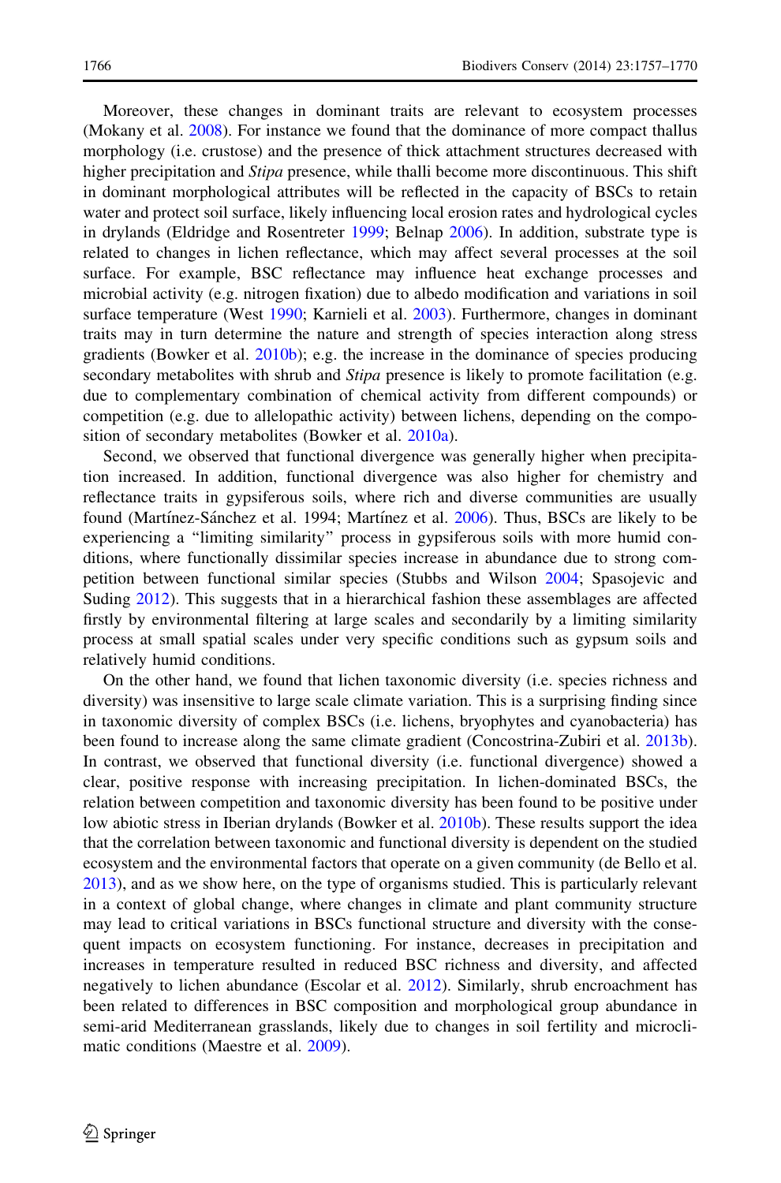Moreover, these changes in dominant traits are relevant to ecosystem processes (Mokany et al. 2008). For instance we found that the dominance of more compact thallus morphology (i.e. crustose) and the presence of thick attachment structures decreased with higher precipitation and *Stipa* presence, while thalli become more discontinuous. This shift in dominant morphological attributes will be reflected in the capacity of BSCs to retain water and protect soil surface, likely influencing local erosion rates and hydrological cycles in drylands (Eldridge and Rosentreter 1999; Belnap 2006). In addition, substrate type is related to changes in lichen reflectance, which may affect several processes at the soil surface. For example, BSC reflectance may influence heat exchange processes and microbial activity (e.g. nitrogen fixation) due to albedo modification and variations in soil surface temperature (West 1990; Karnieli et al. 2003). Furthermore, changes in dominant traits may in turn determine the nature and strength of species interaction along stress gradients (Bowker et al. 2010b); e.g. the increase in the dominance of species producing secondary metabolites with shrub and *Stipa* presence is likely to promote facilitation (e.g. due to complementary combination of chemical activity from different compounds) or competition (e.g. due to allelopathic activity) between lichens, depending on the composition of secondary metabolites (Bowker et al. 2010a).

Second, we observed that functional divergence was generally higher when precipitation increased. In addition, functional divergence was also higher for chemistry and reflectance traits in gypsiferous soils, where rich and diverse communities are usually found (Martínez-Sánchez et al. 1994; Martínez et al. 2006). Thus, BSCs are likely to be experiencing a "limiting similarity" process in gypsiferous soils with more humid conditions, where functionally dissimilar species increase in abundance due to strong competition between functional similar species (Stubbs and Wilson 2004; Spasojevic and Suding 2012). This suggests that in a hierarchical fashion these assemblages are affected firstly by environmental filtering at large scales and secondarily by a limiting similarity process at small spatial scales under very specific conditions such as gypsum soils and relatively humid conditions.

On the other hand, we found that lichen taxonomic diversity (i.e. species richness and diversity) was insensitive to large scale climate variation. This is a surprising finding since in taxonomic diversity of complex BSCs (i.e. lichens, bryophytes and cyanobacteria) has been found to increase along the same climate gradient (Concostrina-Zubiri et al. 2013b). In contrast, we observed that functional diversity (i.e. functional divergence) showed a clear, positive response with increasing precipitation. In lichen-dominated BSCs, the relation between competition and taxonomic diversity has been found to be positive under low abiotic stress in Iberian drylands (Bowker et al. 2010b). These results support the idea that the correlation between taxonomic and functional diversity is dependent on the studied ecosystem and the environmental factors that operate on a given community (de Bello et al. 2013), and as we show here, on the type of organisms studied. This is particularly relevant in a context of global change, where changes in climate and plant community structure may lead to critical variations in BSCs functional structure and diversity with the consequent impacts on ecosystem functioning. For instance, decreases in precipitation and increases in temperature resulted in reduced BSC richness and diversity, and affected negatively to lichen abundance (Escolar et al. 2012). Similarly, shrub encroachment has been related to differences in BSC composition and morphological group abundance in semi-arid Mediterranean grasslands, likely due to changes in soil fertility and microclimatic conditions (Maestre et al. 2009).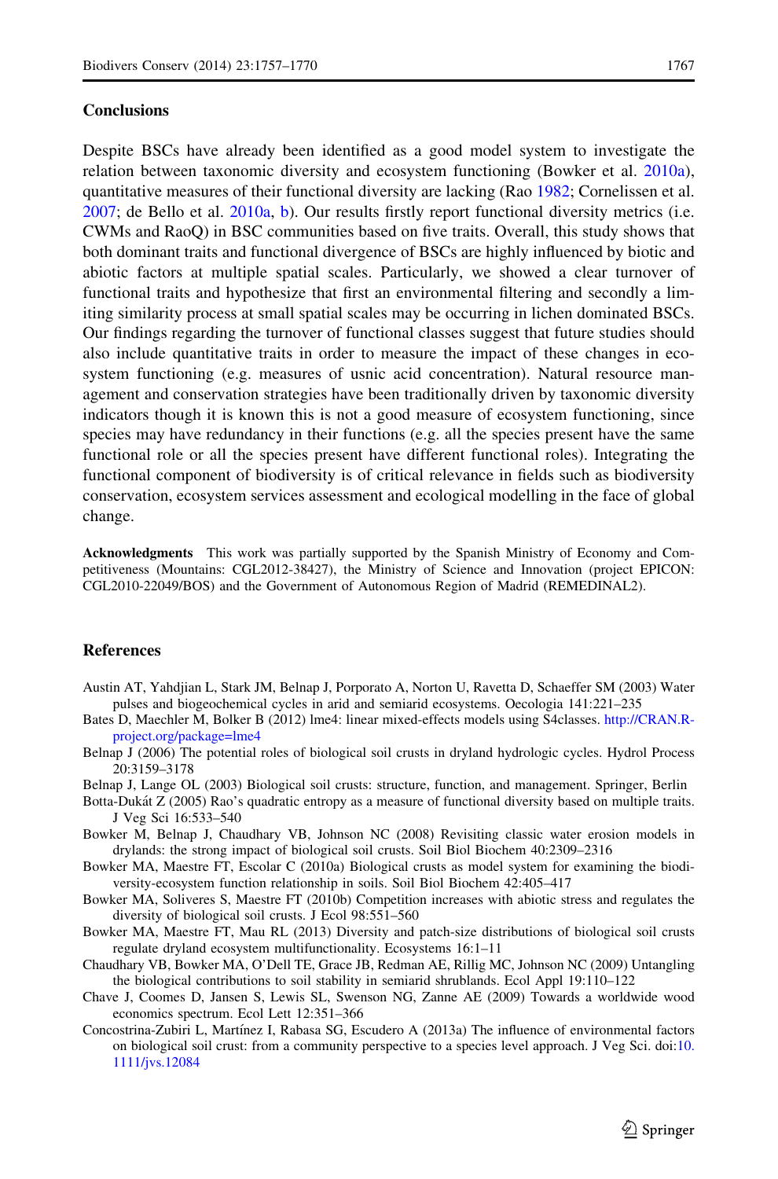## Conclusions

Despite BSCs have already been identified as a good model system to investigate the relation between taxonomic diversity and ecosystem functioning (Bowker et al. 2010a), quantitative measures of their functional diversity are lacking (Rao 1982; Cornelissen et al. 2007; de Bello et al. 2010a, b). Our results firstly report functional diversity metrics (i.e. CWMs and RaoQ) in BSC communities based on five traits. Overall, this study shows that both dominant traits and functional divergence of BSCs are highly influenced by biotic and abiotic factors at multiple spatial scales. Particularly, we showed a clear turnover of functional traits and hypothesize that first an environmental filtering and secondly a limiting similarity process at small spatial scales may be occurring in lichen dominated BSCs. Our findings regarding the turnover of functional classes suggest that future studies should also include quantitative traits in order to measure the impact of these changes in ecosystem functioning (e.g. measures of usnic acid concentration). Natural resource management and conservation strategies have been traditionally driven by taxonomic diversity indicators though it is known this is not a good measure of ecosystem functioning, since species may have redundancy in their functions (e.g. all the species present have the same functional role or all the species present have different functional roles). Integrating the functional component of biodiversity is of critical relevance in fields such as biodiversity conservation, ecosystem services assessment and ecological modelling in the face of global change.

**Acknowledgments** This work was partially supported by the Spanish Ministry of Economy and Competitiveness (Mountains: CGL2012-38427), the Ministry of Science and Innovation (project EPICON: CGL2010-22049/BOS) and the Government of Autonomous Region of Madrid (REMEDINAL2).

## References

Austin AT, Yahdjian L, Stark JM, Belnap J, Porporato A, Norton U, Ravetta D, Schaeffer SM (2003) Water pulses and biogeochemical cycles in arid and semiarid ecosystems. Oecologia 141:221–235

Bates D, Maechler M, Bolker B (2012) lme4: linear mixed-effects models using S4classes. http://CRAN.R-project.org/package=lme4

Belnap J (2006) The potential roles of biological soil crusts in dryland hydrologic cycles. Hydrol Process 20:3159–3178

Belnap J, Lange OL (2003) Biological soil crusts: structure, function, and management. Springer, Berlin

Botta-Dukát Z (2005) Rao's quadratic entropy as a measure of functional diversity based on multiple traits. J Veg Sci 16:533–540

Bowker M, Belnap J, Chaudhary VB, Johnson NC (2008) Revisiting classic water erosion models in drylands: the strong impact of biological soil crusts. Soil Biol Biochem 40:2309–2316

Bowker MA, Maestre FT, Escolar C (2010a) Biological crusts as model system for examining the biodiversity-ecosystem function relationship in soils. Soil Biol Biochem 42:405–417

Bowker MA, Soliveres S, Maestre FT (2010b) Competition increases with abiotic stress and regulates the diversity of biological soil crusts. J Ecol 98:551–560

Bowker MA, Maestre FT, Mau RL (2013) Diversity and patch-size distributions of biological soil crusts regulate dryland ecosystem multifunctionality. Ecosystems 16:1–11

Chaudhary VB, Bowker MA, O'Dell TE, Grace JB, Redman AE, Rillig MC, Johnson NC (2009) Untangling the biological contributions to soil stability in semiarid shrublands. Ecol Appl 19:110–122

Chave J, Coomes D, Jansen S, Lewis SL, Swenson NG, Zanne AE (2009) Towards a worldwide wood economics spectrum. Ecol Lett 12:351–366

Concostrina-Zubiri L, Martínez I, Rabasa SG, Escudero A (2013a) The influence of environmental factors on biological soil crust: from a community perspective to a species level approach. J Veg Sci. doi:10.1111/jvs.12084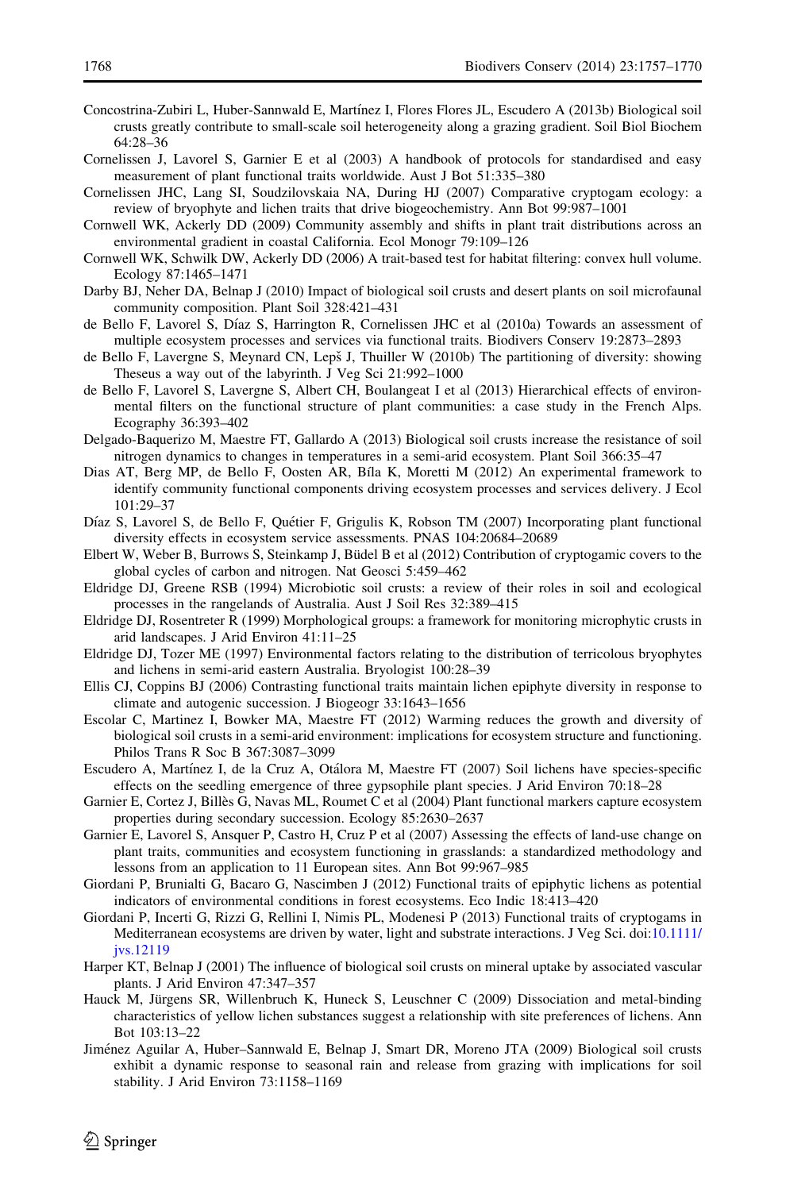Concostrina-Zubiri L, Huber-Sannwald E, Martínez I, Flores Flores JL, Escudero A (2013b) Biological soil crusts greatly contribute to small-scale soil heterogeneity along a grazing gradient. Soil Biol Biochem 64:28–36

Cornelissen J, Lavorel S, Garnier E et al (2003) A handbook of protocols for standardised and easy measurement of plant functional traits worldwide. Aust J Bot 51:335–380

Cornelissen JHC, Lang SI, Soudzilovskaia NA, During HJ (2007) Comparative cryptogam ecology: a review of bryophyte and lichen traits that drive biogeochemistry. Ann Bot 99:987–1001

Cornwell WK, Ackerly DD (2009) Community assembly and shifts in plant trait distributions across an environmental gradient in coastal California. Ecol Monogr 79:109–126

Cornwell WK, Schwilk DW, Ackerly DD (2006) A trait-based test for habitat filtering: convex hull volume. Ecology 87:1465–1471

Darby BJ, Neher DA, Belnap J (2010) Impact of biological soil crusts and desert plants on soil microfaunal community composition. Plant Soil 328:421–431

de Bello F, Lavorel S, Díaz S, Harrington R, Cornelissen JHC et al (2010a) Towards an assessment of multiple ecosystem processes and services via functional traits. Biodivers Conserv 19:2873–2893

de Bello F, Lavergne S, Meynard CN, Lepš J, Thuiller W (2010b) The partitioning of diversity: showing Theseus a way out of the labyrinth. J Veg Sci 21:992–1000

de Bello F, Lavorel S, Lavergne S, Albert CH, Boulangeat I et al (2013) Hierarchical effects of environmental filters on the functional structure of plant communities: a case study in the French Alps. Ecography 36:393–402

Delgado-Baquerizo M, Maestre FT, Gallardo A (2013) Biological soil crusts increase the resistance of soil nitrogen dynamics to changes in temperatures in a semi-arid ecosystem. Plant Soil 366:35–47

Dias AT, Berg MP, de Bello F, Oosten AR, Bíla K, Moretti M (2012) An experimental framework to identify community functional components driving ecosystem processes and services delivery. J Ecol 101:29–37

Díaz S, Lavorel S, de Bello F, Quétier F, Grigulis K, Robson TM (2007) Incorporating plant functional diversity effects in ecosystem service assessments. PNAS 104:20684–20689

Elbert W, Weber B, Burrows S, Steinkamp J, Büdel B et al (2012) Contribution of cryptogamic covers to the global cycles of carbon and nitrogen. Nat Geosci 5:459–462

Eldridge DJ, Greene RSB (1994) Microbiotic soil crusts: a review of their roles in soil and ecological processes in the rangelands of Australia. Aust J Soil Res 32:389–415

Eldridge DJ, Rosentreter R (1999) Morphological groups: a framework for monitoring microphytic crusts in arid landscapes. J Arid Environ 41:11–25

Eldridge DJ, Tozer ME (1997) Environmental factors relating to the distribution of terricolous bryophytes and lichens in semi-arid eastern Australia. Bryologist 100:28–39

Ellis CJ, Coppins BJ (2006) Contrasting functional traits maintain lichen epiphyte diversity in response to climate and autogenic succession. J Biogeogr 33:1643–1656

Escolar C, Martinez I, Bowker MA, Maestre FT (2012) Warming reduces the growth and diversity of biological soil crusts in a semi-arid environment: implications for ecosystem structure and functioning. Philos Trans R Soc B 367:3087–3099

Escudero A, Martínez I, de la Cruz A, Otálora M, Maestre FT (2007) Soil lichens have species-specific effects on the seedling emergence of three gypsophile plant species. J Arid Environ 70:18–28

Garnier E, Cortez J, Billès G, Navas ML, Roumet C et al (2004) Plant functional markers capture ecosystem properties during secondary succession. Ecology 85:2630–2637

Garnier E, Lavorel S, Ansquer P, Castro H, Cruz P et al (2007) Assessing the effects of land-use change on plant traits, communities and ecosystem functioning in grasslands: a standardized methodology and lessons from an application to 11 European sites. Ann Bot 99:967–985

Giordani P, Brunialti G, Bacaro G, Nascimben J (2012) Functional traits of epiphytic lichens as potential indicators of environmental conditions in forest ecosystems. Eco Indic 18:413–420

Giordani P, Incerti G, Rizzi G, Rellini I, Nimis PL, Modenesi P (2013) Functional traits of cryptogams in Mediterranean ecosystems are driven by water, light and substrate interactions. J Veg Sci. doi:10.1111/jvs.12119

Harper KT, Belnap J (2001) The influence of biological soil crusts on mineral uptake by associated vascular plants. J Arid Environ 47:347–357

Hauck M, Jürgens SR, Willenbruch K, Huneck S, Leuschner C (2009) Dissociation and metal-binding characteristics of yellow lichen substances suggest a relationship with site preferences of lichens. Ann Bot 103:13–22

Jiménez Aguilar A, Huber–Sannwald E, Belnap J, Smart DR, Moreno JTA (2009) Biological soil crusts exhibit a dynamic response to seasonal rain and release from grazing with implications for soil stability. J Arid Environ 73:1158–1169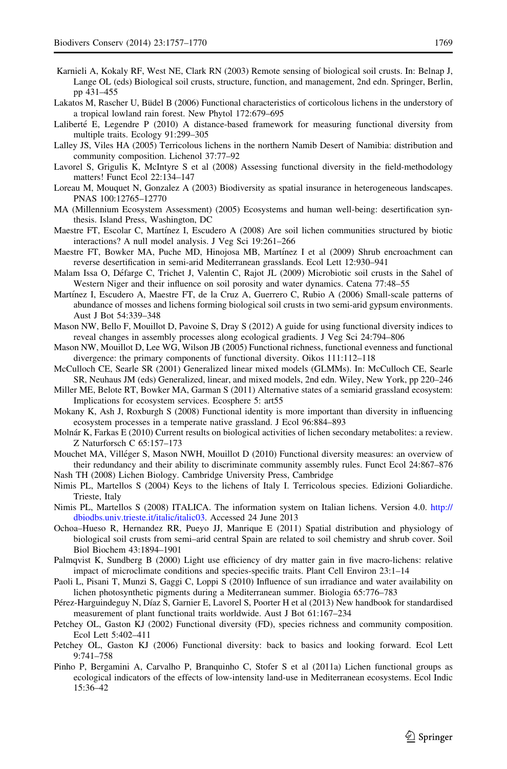Karnieli A, Kokaly RF, West NE, Clark RN (2003) Remote sensing of biological soil crusts. In: Belnap J, Lange OL (eds) Biological soil crusts, structure, function, and management, 2nd edn. Springer, Berlin, pp 431–455

Lakatos M, Rascher U, Büdel B (2006) Functional characteristics of corticolous lichens in the understory of a tropical lowland rain forest. New Phytol 172:679–695

Laliberté E, Legendre P (2010) A distance-based framework for measuring functional diversity from multiple traits. Ecology 91:299–305

Lalley JS, Viles HA (2005) Terricolous lichens in the northern Namib Desert of Namibia: distribution and community composition. Lichenol 37:77–92

Lavorel S, Grigulis K, McIntyre S et al (2008) Assessing functional diversity in the field-methodology matters! Funct Ecol 22:134–147

Loreau M, Mouquet N, Gonzalez A (2003) Biodiversity as spatial insurance in heterogeneous landscapes. PNAS 100:12765–12770

MA (Millennium Ecosystem Assessment) (2005) Ecosystems and human well-being: desertification synthesis. Island Press, Washington, DC

Maestre FT, Escolar C, Martínez I, Escudero A (2008) Are soil lichen communities structured by biotic interactions? A null model analysis. J Veg Sci 19:261–266

Maestre FT, Bowker MA, Puche MD, Hinojosa MB, Martínez I et al (2009) Shrub encroachment can reverse desertification in semi-arid Mediterranean grasslands. Ecol Lett 12:930–941

Malam Issa O, Défarge C, Trichet J, Valentin C, Rajot JL (2009) Microbiotic soil crusts in the Sahel of Western Niger and their influence on soil porosity and water dynamics. Catena 77:48–55

Martínez I, Escudero A, Maestre FT, de la Cruz A, Guerrero C, Rubio A (2006) Small-scale patterns of abundance of mosses and lichens forming biological soil crusts in two semi-arid gypsum environments. Aust J Bot 54:339–348

Mason NW, Bello F, Mouillot D, Pavoine S, Dray S (2012) A guide for using functional diversity indices to reveal changes in assembly processes along ecological gradients. J Veg Sci 24:794–806

Mason NW, Mouillot D, Lee WG, Wilson JB (2005) Functional richness, functional evenness and functional divergence: the primary components of functional diversity. Oikos 111:112–118

McCulloch CE, Searle SR (2001) Generalized linear mixed models (GLMMs). In: McCulloch CE, Searle SR, Neuhaus JM (eds) Generalized, linear, and mixed models, 2nd edn. Wiley, New York, pp 220–246

Miller ME, Belote RT, Bowker MA, Garman S (2011) Alternative states of a semiarid grassland ecosystem: Implications for ecosystem services. Ecosphere 5: art55

Mokany K, Ash J, Roxburgh S (2008) Functional identity is more important than diversity in influencing ecosystem processes in a temperate native grassland. J Ecol 96:884–893

Molnár K, Farkas E (2010) Current results on biological activities of lichen secondary metabolites: a review. Z Naturforsch C 65:157–173

Mouchet MA, Villéger S, Mason NWH, Mouillot D (2010) Functional diversity measures: an overview of their redundancy and their ability to discriminate community assembly rules. Funct Ecol 24:867–876

Nash TH (2008) Lichen Biology. Cambridge University Press, Cambridge

Nimis PL, Martellos S (2004) Keys to the lichens of Italy I. Terricolous species. Edizioni Goliardiche. Trieste, Italy

Nimis PL, Martellos S (2008) ITALICA. The information system on Italian lichens. Version 4.0. http://dbiodbs.univ.trieste.it/italic/italic03. Accessed 24 June 2013

Ochoa–Hueso R, Hernandez RR, Pueyo JJ, Manrique E (2011) Spatial distribution and physiology of biological soil crusts from semi–arid central Spain are related to soil chemistry and shrub cover. Soil Biol Biochem 43:1894–1901

Palmqvist K, Sundberg B (2000) Light use efficiency of dry matter gain in five macro-lichens: relative impact of microclimate conditions and species-specific traits. Plant Cell Environ 23:1–14

Paoli L, Pisani T, Munzi S, Gaggi C, Loppi S (2010) Influence of sun irradiance and water availability on lichen photosynthetic pigments during a Mediterranean summer. Biologia 65:776–783

Pérez-Harguindeguy N, Díaz S, Garnier E, Lavorel S, Poorter H et al (2013) New handbook for standardised measurement of plant functional traits worldwide. Aust J Bot 61:167–234

Petchey OL, Gaston KJ (2002) Functional diversity (FD), species richness and community composition. Ecol Lett 5:402–411

Petchey OL, Gaston KJ (2006) Functional diversity: back to basics and looking forward. Ecol Lett 9:741–758

Pinho P, Bergamini A, Carvalho P, Branquinho C, Stofer S et al (2011a) Lichen functional groups as ecological indicators of the effects of low-intensity land-use in Mediterranean ecosystems. Ecol Indic 15:36–42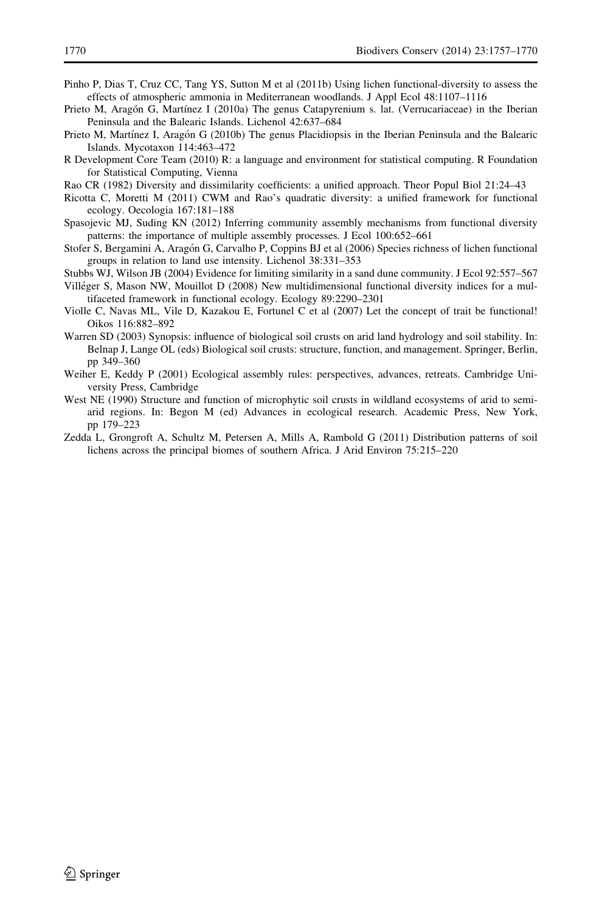Pinho P, Dias T, Cruz CC, Tang YS, Sutton M et al (2011b) Using lichen functional-diversity to assess the effects of atmospheric ammonia in Mediterranean woodlands. J Appl Ecol 48:1107–1116

Prieto M, Aragón G, Martínez I (2010a) The genus Catapyrenium s. lat. (Verrucariaceae) in the Iberian Peninsula and the Balearic Islands. Lichenol 42:637–684

Prieto M, Martínez I, Aragón G (2010b) The genus Placidiopsis in the Iberian Peninsula and the Balearic Islands. Mycotaxon 114:463–472

R Development Core Team (2010) R: a language and environment for statistical computing. R Foundation for Statistical Computing, Vienna

Rao CR (1982) Diversity and dissimilarity coefficients: a unified approach. Theor Popul Biol 21:24–43

Ricotta C, Moretti M (2011) CWM and Rao's quadratic diversity: a unified framework for functional ecology. Oecologia 167:181–188

Spasojevic MJ, Suding KN (2012) Inferring community assembly mechanisms from functional diversity patterns: the importance of multiple assembly processes. J Ecol 100:652–661

Stofer S, Bergamini A, Aragón G, Carvalho P, Coppins BJ et al (2006) Species richness of lichen functional groups in relation to land use intensity. Lichenol 38:331–353

Stubbs WJ, Wilson JB (2004) Evidence for limiting similarity in a sand dune community. J Ecol 92:557–567

Villéger S, Mason NW, Mouillot D (2008) New multidimensional functional diversity indices for a multifaceted framework in functional ecology. Ecology 89:2290–2301

Violle C, Navas ML, Vile D, Kazakou E, Fortunel C et al (2007) Let the concept of trait be functional! Oikos 116:882–892

Warren SD (2003) Synopsis: influence of biological soil crusts on arid land hydrology and soil stability. In: Belnap J, Lange OL (eds) Biological soil crusts: structure, function, and management. Springer, Berlin, pp 349–360

Weiher E, Keddy P (2001) Ecological assembly rules: perspectives, advances, retreats. Cambridge University Press, Cambridge

West NE (1990) Structure and function of microphytic soil crusts in wildland ecosystems of arid to semi-arid regions. In: Begon M (ed) Advances in ecological research. Academic Press, New York, pp 179–223

Zedda L, Grongroft A, Schultz M, Petersen A, Mills A, Rambold G (2011) Distribution patterns of soil lichens across the principal biomes of southern Africa. J Arid Environ 75:215–220